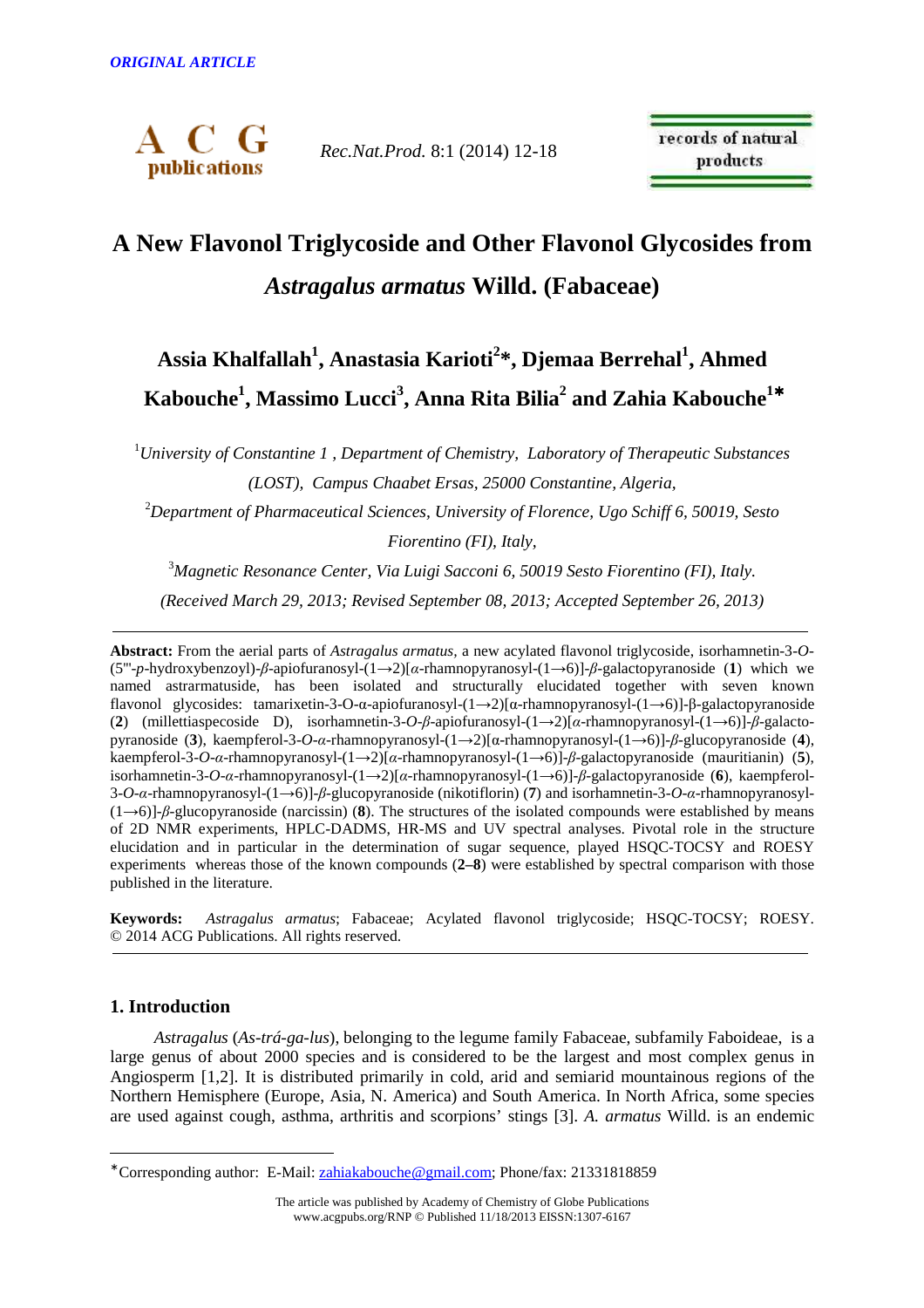*ORIGINAL ARTICLE*

# A New Flavonol Triglycoside and Other Flavonol Glycosides from *Astragalus armatus* Willd. (Fabaceae)

**Assia Khalfallah[1], Anastasia Karioti[2]\*, Djemaa Berrehal[1], Ahmed Kabouche[1], Massimo Lucci[3], Anna Rita Bilia[2] and Zahia Kabouche[1]\***

[1]*University of Constantine 1 , Department of Chemistry, Laboratory of Therapeutic Substances (LOST), Campus Chaabet Ersas, 25000 Constantine, Algeria,*

[2]*Department of Pharmaceutical Sciences, University of Florence, Ugo Schiff 6, 50019, Sesto Fiorentino (FI), Italy,*

[3]*Magnetic Resonance Center, Via Luigi Sacconi 6, 50019 Sesto Fiorentino (FI), Italy.*

*(Received March 29, 2013; Revised September 08, 2013; Accepted September 26, 2013)*

---

**Abstract:** From the aerial parts of *Astragalus armatus*, a new acylated flavonol triglycoside, isorhamnetin-3-*O*-(5'''-*p*-hydroxybenzoyl)-*β*-apiofuranosyl-(1→2)[*α*-rhamnopyranosyl-(1→6)]-*β*-galactopyranoside (**1**) which we named astrarmatuside, has been isolated and structurally elucidated together with seven known flavonol glycosides: tamarixetin-3-O-α-apiofuranosyl-(1→2)[α-rhamnopyranosyl-(1→6)]-β-galactopyranoside (**2**) (millettiaspecoside D), isorhamnetin-3-*O*-*β*-apiofuranosyl-(1→2)[*α*-rhamnopyranosyl-(1→6)]-*β*-galacto-pyranoside (**3**), kaempferol-3-*O*-*α*-rhamnopyranosyl-(1→2)[α-rhamnopyranosyl-(1→6)]-*β*-glucopyranoside (**4**), kaempferol-3-*O*-*α*-rhamnopyranosyl-(1→2)[*α*-rhamnopyranosyl-(1→6)]-*β*-galactopyranoside (mauritianin) (**5**), isorhamnetin-3-*O*-*α*-rhamnopyranosyl-(1→2)[*α*-rhamnopyranosyl-(1→6)]-*β*-galactopyranoside (**6**), kaempferol-3-*O*-*α*-rhamnopyranosyl-(1→6)]-*β*-glucopyranoside (nikotiflorin) (**7**) and isorhamnetin-3-*O*-*α*-rhamnopyranosyl-(1→6)]-*β*-glucopyranoside (narcissin) (**8**). The structures of the isolated compounds were established by means of 2D NMR experiments, HPLC-DADMS, HR-MS and UV spectral analyses. Pivotal role in the structure elucidation and in particular in the determination of sugar sequence, played HSQC-TOCSY and ROESY experiments whereas those of the known compounds (**2–8**) were established by spectral comparison with those published in the literature.

**Keywords:** *Astragalus armatus*; Fabaceae; Acylated flavonol triglycoside; HSQC-TOCSY; ROESY. © 2014 ACG Publications. All rights reserved.

---

## 1. Introduction

*Astragalus* (*As-trá-ga-lus*), belonging to the legume family Fabaceae, subfamily Faboideae, is a large genus of about 2000 species and is considered to be the largest and most complex genus in Angiosperm [1,2]. It is distributed primarily in cold, arid and semiarid mountainous regions of the Northern Hemisphere (Europe, Asia, N. America) and South America. In North Africa, some species are used against cough, asthma, arthritis and scorpions' stings [3]. *A. armatus* Willd. is an endemic

---

\*Corresponding author: E-Mail: zahiakabouche@gmail.com; Phone/fax: 21331818859

The article was published by Academy of Chemistry of Globe Publications
www.acgpubs.org/RNP © Published 11/18/2013 EISSN:1307-6167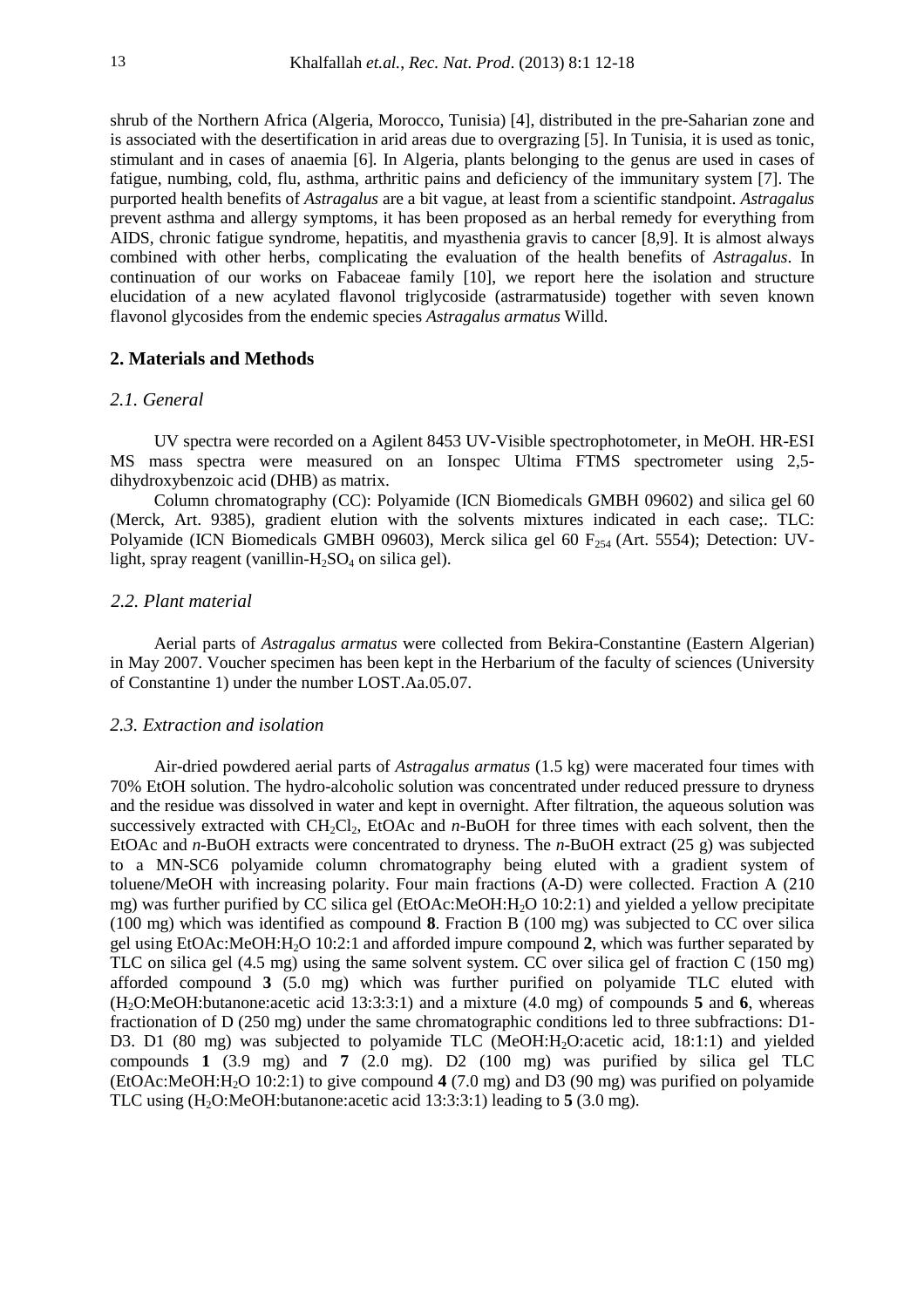shrub of the Northern Africa (Algeria, Morocco, Tunisia) [4], distributed in the pre-Saharian zone and is associated with the desertification in arid areas due to overgrazing [5]. In Tunisia, it is used as tonic, stimulant and in cases of anaemia [6]. In Algeria, plants belonging to the genus are used in cases of fatigue, numbing, cold, flu, asthma, arthritic pains and deficiency of the immunitary system [7]. The purported health benefits of *Astragalus* are a bit vague, at least from a scientific standpoint. *Astragalus* prevent asthma and allergy symptoms, it has been proposed as an herbal remedy for everything from AIDS, chronic fatigue syndrome, hepatitis, and myasthenia gravis to cancer [8,9]. It is almost always combined with other herbs, complicating the evaluation of the health benefits of *Astragalus*. In continuation of our works on Fabaceae family [10], we report here the isolation and structure elucidation of a new acylated flavonol triglycoside (astrarmatuside) together with seven known flavonol glycosides from the endemic species *Astragalus armatus* Willd.

## 2. Materials and Methods

### *2.1. General*

UV spectra were recorded on a Agilent 8453 UV-Visible spectrophotometer, in MeOH. HR-ESI MS mass spectra were measured on an Ionspec Ultima FTMS spectrometer using 2,5-dihydroxybenzoic acid (DHB) as matrix.

Column chromatography (CC): Polyamide (ICN Biomedicals GMBH 09602) and silica gel 60 (Merck, Art. 9385), gradient elution with the solvents mixtures indicated in each case;. TLC: Polyamide (ICN Biomedicals GMBH 09603), Merck silica gel 60 $F_{254}$ (Art. 5554); Detection: UV-light, spray reagent (vanillin-$H_2SO_4$ on silica gel).

### *2.2. Plant material*

Aerial parts of *Astragalus armatus* were collected from Bekira-Constantine (Eastern Algerian) in May 2007. Voucher specimen has been kept in the Herbarium of the faculty of sciences (University of Constantine 1) under the number LOST.Aa.05.07.

### *2.3. Extraction and isolation*

Air-dried powdered aerial parts of *Astragalus armatus* (1.5 kg) were macerated four times with 70% EtOH solution. The hydro-alcoholic solution was concentrated under reduced pressure to dryness and the residue was dissolved in water and kept in overnight. After filtration, the aqueous solution was successively extracted with $CH_2Cl_2$, EtOAc and *n*-BuOH for three times with each solvent, then the EtOAc and *n*-BuOH extracts were concentrated to dryness. The *n*-BuOH extract (25 g) was subjected to a MN-SC6 polyamide column chromatography being eluted with a gradient system of toluene/MeOH with increasing polarity. Four main fractions (A-D) were collected. Fraction A (210 mg) was further purified by CC silica gel (EtOAc:MeOH:$H_2O$ 10:2:1) and yielded a yellow precipitate (100 mg) which was identified as compound **8**. Fraction B (100 mg) was subjected to CC over silica gel using EtOAc:MeOH:$H_2O$ 10:2:1 and afforded impure compound **2**, which was further separated by TLC on silica gel (4.5 mg) using the same solvent system. CC over silica gel of fraction C (150 mg) afforded compound **3** (5.0 mg) which was further purified on polyamide TLC eluted with ($H_2O$:MeOH:butanone:acetic acid 13:3:3:1) and a mixture (4.0 mg) of compounds **5** and **6**, whereas fractionation of D (250 mg) under the same chromatographic conditions led to three subfractions: D1-D3. D1 (80 mg) was subjected to polyamide TLC (MeOH:$H_2O$:acetic acid, 18:1:1) and yielded compounds **1** (3.9 mg) and **7** (2.0 mg). D2 (100 mg) was purified by silica gel TLC (EtOAc:MeOH:$H_2O$ 10:2:1) to give compound **4** (7.0 mg) and D3 (90 mg) was purified on polyamide TLC using ($H_2O$:MeOH:butanone:acetic acid 13:3:3:1) leading to **5** (3.0 mg).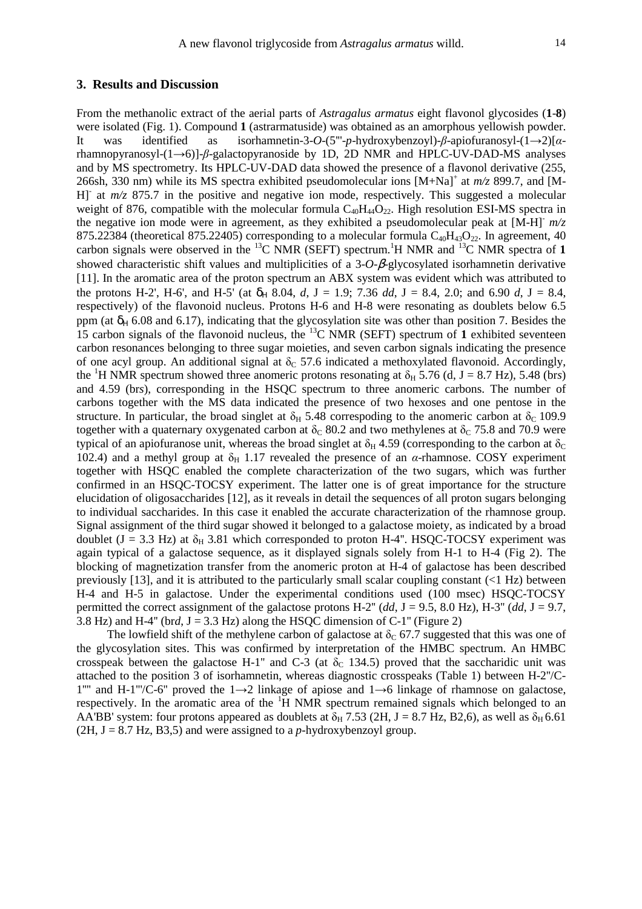## 3. Results and Discussion

From the methanolic extract of the aerial parts of *Astragalus armatus* eight flavonol glycosides (**1**-**8**) were isolated (Fig. 1). Compound **1** (astrarmatuside) was obtained as an amorphous yellowish powder. It was identified as isorhamnetin-3-*O*-(5'''-*p*-hydroxybenzoyl)-*β*-apiofuranosyl-(1→2)[*α*-rhamnopyranosyl-(1→6)]-*β*-galactopyranoside by 1D, 2D NMR and HPLC-UV-DAD-MS analyses and by MS spectrometry. Its HPLC-UV-DAD data showed the presence of a flavonol derivative (255, 266sh, 330 nm) while its MS spectra exhibited pseudomolecular ions $[M+Na]^+$ at *m/z* 899.7, and $[M-H]^-$ at *m/z* 875.7 in the positive and negative ion mode, respectively. This suggested a molecular weight of 876, compatible with the molecular formula $C_{40}H_{44}O_{22}$. High resolution ESI-MS spectra in the negative ion mode were in agreement, as they exhibited a pseudomolecular peak at $[M-H]^-$ *m/z* 875.22384 (theoretical 875.22405) corresponding to a molecular formula $C_{40}H_{43}O_{22}$. In agreement, 40 carbon signals were observed in the $^{13}$C NMR (SEFT) spectrum. $^{1}$H NMR and $^{13}$C NMR spectra of **1** showed characteristic shift values and multiplicities of a 3-*O*-*β*-glycosylated isorhamnetin derivative [11]. In the aromatic area of the proton spectrum an ABX system was evident which was attributed to the protons H-2', H-6', and H-5' (at $\delta_H$ 8.04, *d*, J = 1.9; 7.36 *dd*, J = 8.4, 2.0; and 6.90 *d*, J = 8.4, respectively) of the flavonoid nucleus. Protons H-6 and H-8 were resonating as doublets below 6.5 ppm (at $\delta_H$ 6.08 and 6.17), indicating that the glycosylation site was other than position 7. Besides the 15 carbon signals of the flavonoid nucleus, the $^{13}$C NMR (SEFT) spectrum of **1** exhibited seventeen carbon resonances belonging to three sugar moieties, and seven carbon signals indicating the presence of one acyl group. An additional signal at $\delta_C$ 57.6 indicated a methoxylated flavonoid. Accordingly, the $^{1}$H NMR spectrum showed three anomeric protons resonating at $\delta_H$ 5.76 (d, J = 8.7 Hz), 5.48 (brs) and 4.59 (brs), corresponding in the HSQC spectrum to three anomeric carbons. The number of carbons together with the MS data indicated the presence of two hexoses and one pentose in the structure. In particular, the broad singlet at $\delta_H$ 5.48 correspoding to the anomeric carbon at $\delta_C$ 109.9 together with a quaternary oxygenated carbon at $\delta_C$ 80.2 and two methylenes at $\delta_C$ 75.8 and 70.9 were typical of an apiofuranose unit, whereas the broad singlet at $\delta_H$ 4.59 (corresponding to the carbon at $\delta_C$ 102.4) and a methyl group at $\delta_H$ 1.17 revealed the presence of an *α*-rhamnose. COSY experiment together with HSQC enabled the complete characterization of the two sugars, which was further confirmed in an HSQC-TOCSY experiment. The latter one is of great importance for the structure elucidation of oligosaccharides [12], as it reveals in detail the sequences of all proton sugars belonging to individual saccharides. In this case it enabled the accurate characterization of the rhamnose group. Signal assignment of the third sugar showed it belonged to a galactose moiety, as indicated by a broad doublet (J = 3.3 Hz) at $\delta_H$ 3.81 which corresponded to proton H-4''. HSQC-TOCSY experiment was again typical of a galactose sequence, as it displayed signals solely from H-1 to H-4 (Fig 2). The blocking of magnetization transfer from the anomeric proton at H-4 of galactose has been described previously [13], and it is attributed to the particularly small scalar coupling constant (<1 Hz) between H-4 and H-5 in galactose. Under the experimental conditions used (100 msec) HSQC-TOCSY permitted the correct assignment of the galactose protons H-2'' (*dd*, J = 9.5, 8.0 Hz), H-3'' (*dd*, J = 9.7, 3.8 Hz) and H-4'' (br*d*, J = 3.3 Hz) along the HSQC dimension of C-1'' (Figure 2)

The lowfield shift of the methylene carbon of galactose at $\delta_C$ 67.7 suggested that this was one of the glycosylation sites. This was confirmed by interpretation of the HMBC spectrum. An HMBC crosspeak between the galactose H-1'' and C-3 (at $\delta_C$ 134.5) proved that the saccharidic unit was attached to the position 3 of isorhamnetin, whereas diagnostic crosspeaks (Table 1) between H-2''/C-1'''' and H-1'''/C-6'' proved the 1→2 linkage of apiose and 1→6 linkage of rhamnose on galactose, respectively. In the aromatic area of the $^{1}$H NMR spectrum remained signals which belonged to an AA'BB' system: four protons appeared as doublets at $\delta_H$ 7.53 (2H, J = 8.7 Hz, B2,6), as well as $\delta_H$ 6.61 (2H, J = 8.7 Hz, B3,5) and were assigned to a *p*-hydroxybenzoyl group.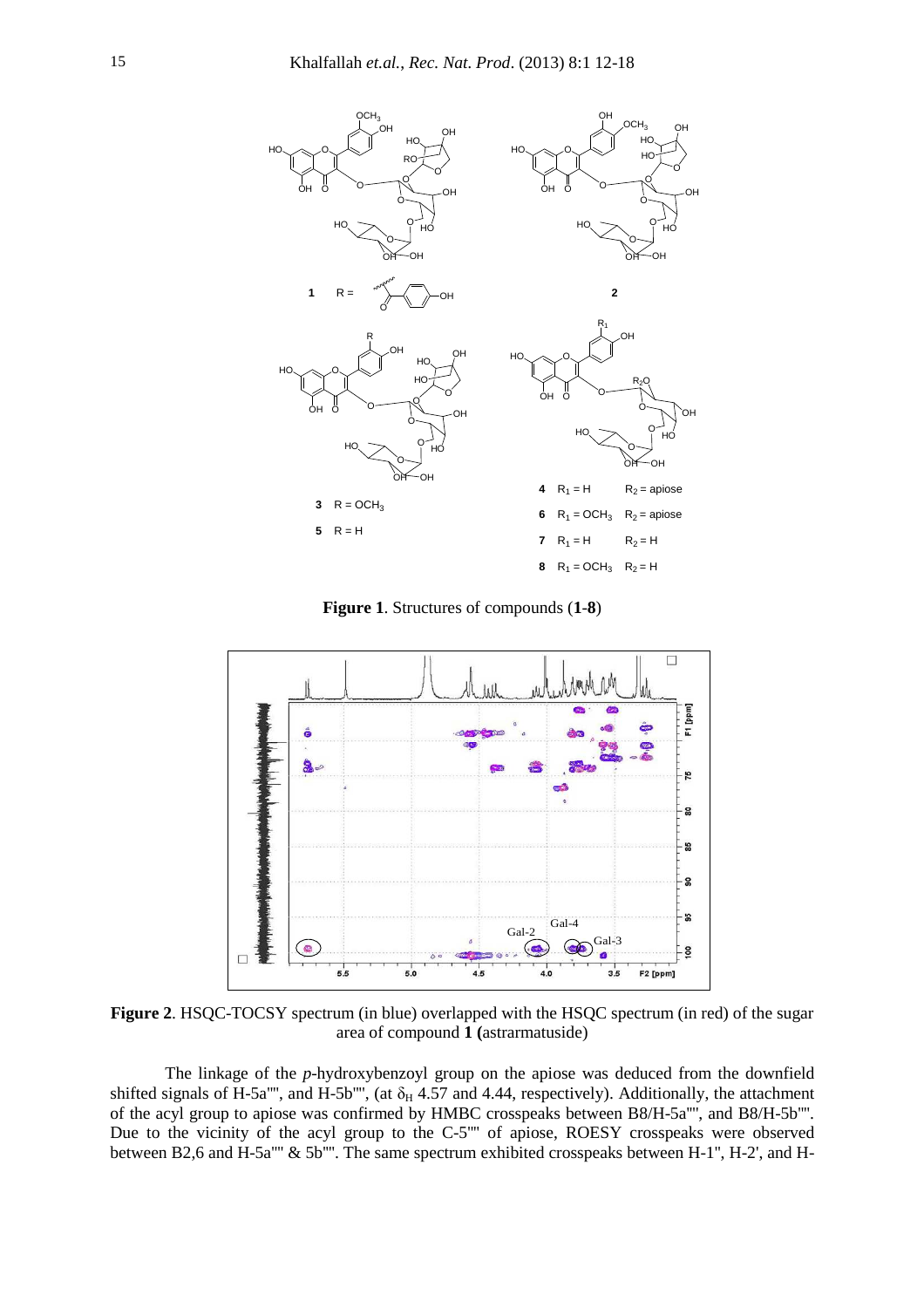1 R =

2

3 R = $OCH_3$

5 R = H

4 $R_1$ = H $R_2$ = apiose

6 $R_1$ = $OCH_3$ $R_2$ = apiose

7 $R_1$ = H $R_2$ = H

8 $R_1$ = $OCH_3$ $R_2$ = H

**Figure 1**. Structures of compounds (**1**-**8**)

Gal-2

Gal-4

Gal-3

F1 [ppm]

F2 [ppm]

**Figure 2**. HSQC-TOCSY spectrum (in blue) overlapped with the HSQC spectrum (in red) of the sugar area of compound **1** (astrarmatuside)

The linkage of the *p*-hydroxybenzoyl group on the apiose was deduced from the downfield shifted signals of H-5a'''', and H-5b'''', (at $\delta_H$ 4.57 and 4.44, respectively). Additionally, the attachment of the acyl group to apiose was confirmed by HMBC crosspeaks between B8/H-5a'''', and B8/H-5b''''. Due to the vicinity of the acyl group to the C-5'''' of apiose, ROESY crosspeaks were observed between B2,6 and H-5a'''' & 5b''''. The same spectrum exhibited crosspeaks between H-1'', H-2', and H-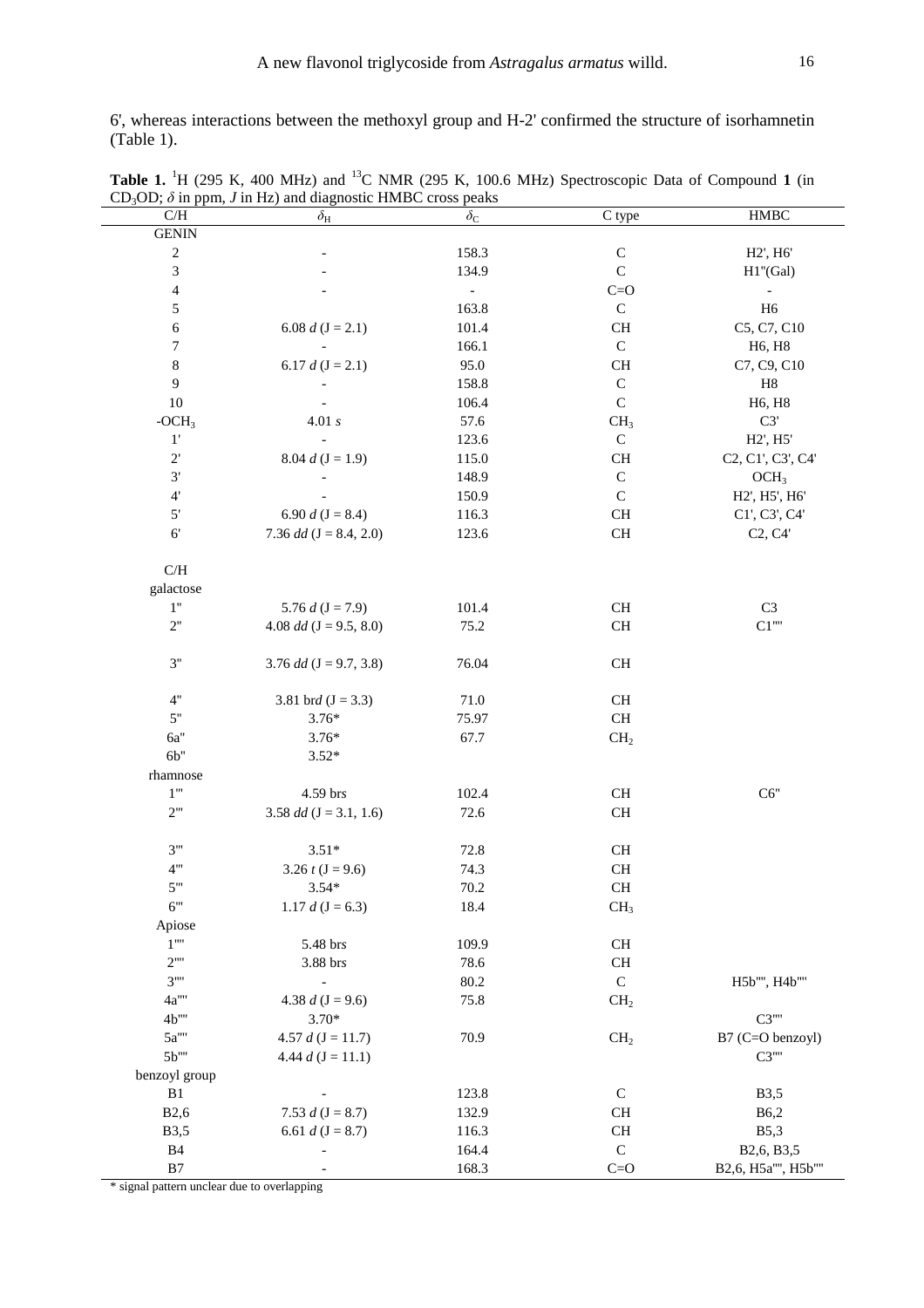6', whereas interactions between the methoxyl group and H-2' confirmed the structure of isorhamnetin (Table 1).

**Table 1.** [1]H (295 K, 400 MHz) and [13]C NMR (295 K, 100.6 MHz) Spectroscopic Data of Compound **1** (in $CD_3OD$; $\delta$ in ppm, $J$ in Hz) and diagnostic HMBC cross peaks

| C/H | $\delta_H$ | $\delta_C$ | C type | HMBC |
|---|---|---|---|---|
| GENIN | | | | |
| 2 | - | 158.3 | C | H2', H6' |
| 3 | - | 134.9 | C | H1"(Gal) |
| 4 | - | - | C=O | - |
| 5 | | 163.8 | C | H6 |
| 6 | 6.08 *d* (J = 2.1) | 101.4 | CH | C5, C7, C10 |
| 7 | - | 166.1 | C | H6, H8 |
| 8 | 6.17 *d* (J = 2.1) | 95.0 | CH | C7, C9, C10 |
| 9 | - | 158.8 | C | H8 |
| 10 | - | 106.4 | C | H6, H8 |
| -$OCH_3$ | 4.01 *s* | 57.6 | $CH_3$ | C3' |
| 1' | - | 123.6 | C | H2', H5' |
| 2' | 8.04 *d* (J = 1.9) | 115.0 | CH | C2, C1', C3', C4' |
| 3' | - | 148.9 | C | $OCH_3$ |
| 4' | - | 150.9 | C | H2', H5', H6' |
| 5' | 6.90 *d* (J = 8.4) | 116.3 | CH | C1', C3', C4' |
| 6' | 7.36 *dd* (J = 8.4, 2.0) | 123.6 | CH | C2, C4' |
| C/H | | | | |
| galactose | | | | |
| 1" | 5.76 *d* (J = 7.9) | 101.4 | CH | C3 |
| 2" | 4.08 *dd* (J = 9.5, 8.0) | 75.2 | CH | C1"" |
| 3" | 3.76 *dd* (J = 9.7, 3.8) | 76.04 | CH | |
| 4" | 3.81 br*d* (J = 3.3) | 71.0 | CH | |
| 5" | 3.76* | 75.97 | CH | |
| 6a" | 3.76* | 67.7 | $CH_2$ | |
| 6b" | 3.52* | | | |
| rhamnose | | | | |
| 1"' | 4.59 br*s* | 102.4 | CH | C6" |
| 2"' | 3.58 *dd* (J = 3.1, 1.6) | 72.6 | CH | |
| 3"' | 3.51* | 72.8 | CH | |
| 4"' | 3.26 *t* (J = 9.6) | 74.3 | CH | |
| 5"' | 3.54* | 70.2 | CH | |
| 6"' | 1.17 *d* (J = 6.3) | 18.4 | $CH_3$ | |
| Apiose | | | | |
| 1"" | 5.48 br*s* | 109.9 | CH | |
| 2"" | 3.88 br*s* | 78.6 | CH | |
| 3"" | - | 80.2 | C | H5b"", H4b"" |
| 4a"" | 4.38 *d* (J = 9.6) | 75.8 | $CH_2$ | |
| 4b"" | 3.70* | | | C3"" |
| 5a"" | 4.57 *d* (J = 11.7) | 70.9 | $CH_2$ | B7 (C=O benzoyl) |
| 5b"" | 4.44 *d* (J = 11.1) | | | C3"" |
| benzoyl group | | | | |
| B1 | - | 123.8 | C | B3,5 |
| B2,6 | 7.53 *d* (J = 8.7) | 132.9 | CH | B6,2 |
| B3,5 | 6.61 *d* (J = 8.7) | 116.3 | CH | B5,3 |
| B4 | - | 164.4 | C | B2,6, B3,5 |
| B7 | - | 168.3 | C=O | B2,6, H5a"", H5b"" |

\* signal pattern unclear due to overlapping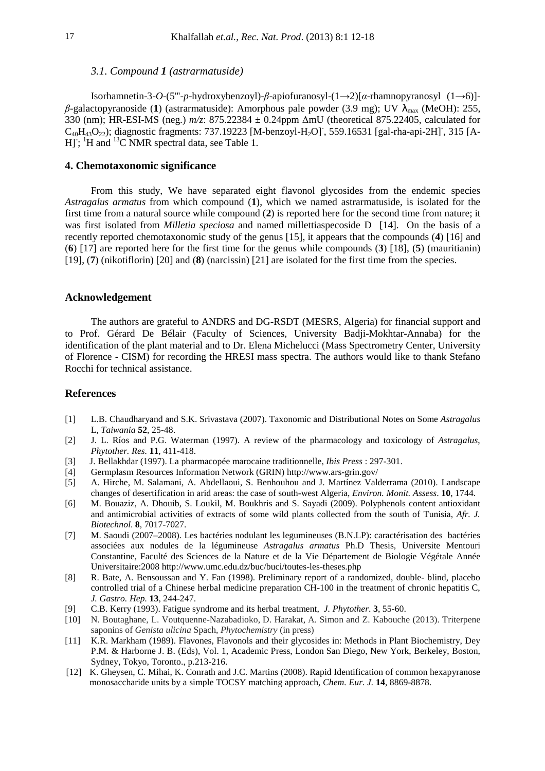### *3.1. Compound **1** (astrarmatuside)*

Isorhamnetin-3-*O*-(5'''-*p*-hydroxybenzoyl)-*β*-apiofuranosyl-(1→2)[*α*-rhamnopyranosyl (1→6)]-*β*-galactopyranoside (**1**) (astrarmatuside): Amorphous pale powder (3.9 mg); UV $\lambda_{max}$ (MeOH): 255, 330 (nm); HR-ESI-MS (neg.) *m/z*: 875.22384 ± 0.24ppm ΔmU (theoretical 875.22405, calculated for $C_{40}H_{43}O_{22}$); diagnostic fragments: 737.19223 $[M\text{-benzoyl-}H_2O]^-$, 559.16531 $[\text{gal-rha-api-2H}]^-$, 315 $[A\text{-}H]^-$; $^1H$ and $^{13}C$ NMR spectral data, see Table 1.

## 4. Chemotaxonomic significance

From this study, We have separated eight flavonol glycosides from the endemic species *Astragalus armatus* from which compound (**1**), which we named astrarmatuside, is isolated for the first time from a natural source while compound (**2**) is reported here for the second time from nature; it was first isolated from *Milletia speciosa* and named millettiaspecoside D [14]. On the basis of a recently reported chemotaxonomic study of the genus [15], it appears that the compounds (**4**) [16] and (**6**) [17] are reported here for the first time for the genus while compounds (**3**) [18], (**5**) (mauritianin) [19], (**7**) (nikotiflorin) [20] and (**8**) (narcissin) [21] are isolated for the first time from the species.

## Acknowledgement

The authors are grateful to ANDRS and DG-RSDT (MESRS, Algeria) for financial support and to Prof. Gérard De Bélair (Faculty of Sciences, University Badji-Mokhtar-Annaba) for the identification of the plant material and to Dr. Elena Michelucci (Mass Spectrometry Center, University of Florence - CISM) for recording the HRESI mass spectra. The authors would like to thank Stefano Rocchi for technical assistance.

## References

[1] L.B. Chaudharyand and S.K. Srivastava (2007). Taxonomic and Distributional Notes on Some *Astragalus* L, *Taiwania* **52**, 25-48.

[2] J. L. Ríos and P.G. Waterman (1997). A review of the pharmacology and toxicology of *Astragalus*, *Phytother. Res.* **11**, 411-418.

[3] J. Bellakhdar (1997). La pharmacopée marocaine traditionnelle, *Ibis Press* : 297-301.

[4] Germplasm Resources Information Network (GRIN) http://www.ars-grin.gov/

[5] A. Hirche, M. Salamani, A. Abdellaoui, S. Benhouhou and J. Martínez Valderrama (2010). Landscape changes of desertification in arid areas: the case of south-west Algeria, *Environ. Monit. Assess*. **10**, 1744.

[6] M. Bouaziz, A. Dhouib, S. Loukil, M. Boukhris and S. Sayadi (2009). Polyphenols content antioxidant and antimicrobial activities of extracts of some wild plants collected from the south of Tunisia, *Afr. J. Biotechnol*. **8**, 7017-7027.

[7] M. Saoudi (2007–2008). Les bactéries nodulant les legumineuses (B.N.LP): caractérisation des bactéries associées aux nodules de la légumineuse *Astragalus armatus* Ph.D Thesis, Universite Mentouri Constantine, Faculté des Sciences de la Nature et de la Vie Département de Biologie Végétale Année Universitaire:2008 http://www.umc.edu.dz/buc/buci/toutes-les-theses.php

[8] R. Bate, A. Bensoussan and Y. Fan (1998). Preliminary report of a randomized, double- blind, placebo controlled trial of a Chinese herbal medicine preparation CH-100 in the treatment of chronic hepatitis C, *J. Gastro. Hep.* **13**, 244-247.

[9] C.B. Kerry (1993). Fatigue syndrome and its herbal treatment, *J. Phytother*. **3**, 55-60.

[10] N. Boutaghane, L. Voutquenne-Nazabadioko, D. Harakat, A. Simon and Z. Kabouche (2013). Triterpene saponins of *Genista ulicina* Spach, *Phytochemistry* (in press)

[11] K.R. Markham (1989). Flavones, Flavonols and their glycosides in: Methods in Plant Biochemistry, Dey P.M. & Harborne J. B. (Eds), Vol. 1, Academic Press, London San Diego, New York, Berkeley, Boston, Sydney, Tokyo, Toronto., p.213-216.

[12] K. Gheysen, C. Mihai, K. Conrath and J.C. Martins (2008). Rapid Identification of common hexapyranose monosaccharide units by a simple TOCSY matching approach, *Chem. Eur. J*. **14**, 8869-8878.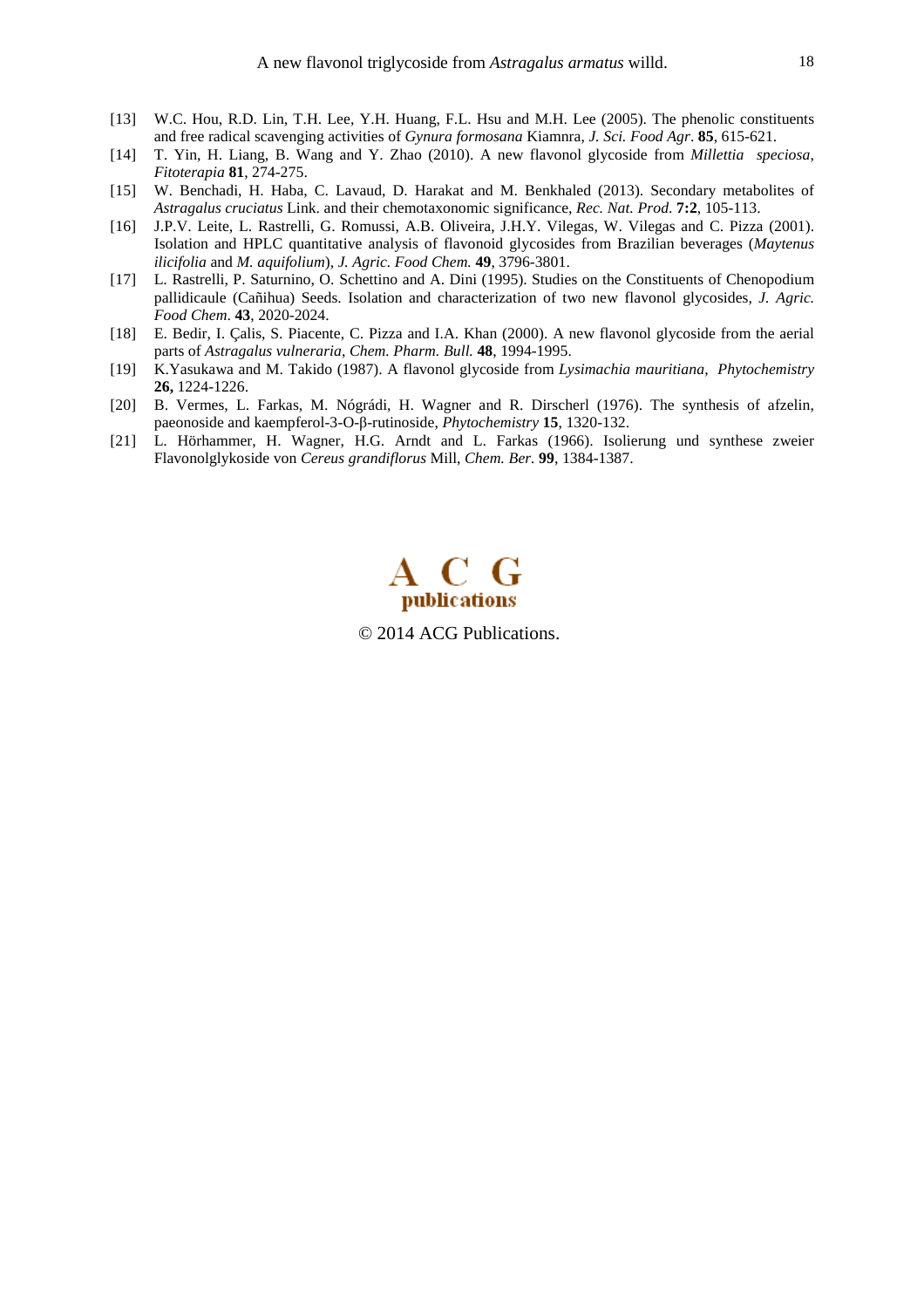[13] W.C. Hou, R.D. Lin, T.H. Lee, Y.H. Huang, F.L. Hsu and M.H. Lee (2005). The phenolic constituents and free radical scavenging activities of *Gynura formosana* Kiamnra, *J. Sci. Food Agr*. **85**, 615-621.

[14] T. Yin, H. Liang, B. Wang and Y. Zhao (2010). A new flavonol glycoside from *Millettia speciosa*, *Fitoterapia* **81**, 274-275.

[15] W. Benchadi, H. Haba, C. Lavaud, D. Harakat and M. Benkhaled (2013). Secondary metabolites of *Astragalus cruciatus* Link. and their chemotaxonomic significance, *Rec. Nat. Prod.* **7:2**, 105-113.

[16] J.P.V. Leite, L. Rastrelli, G. Romussi, A.B. Oliveira, J.H.Y. Vilegas, W. Vilegas and C. Pizza (2001). Isolation and HPLC quantitative analysis of flavonoid glycosides from Brazilian beverages (*Maytenus ilicifolia* and *M. aquifolium*), *J. Agric. Food Chem.* **49**, 3796-3801.

[17] L. Rastrelli, P. Saturnino, O. Schettino and A. Dini (1995). Studies on the Constituents of Chenopodium pallidicaule (Cañihua) Seeds. Isolation and characterization of two new flavonol glycosides, *J. Agric. Food Chem*. **43**, 2020-2024.

[18] E. Bedir, I. Çalis, S. Piacente, C. Pizza and I.A. Khan (2000). A new flavonol glycoside from the aerial parts of *Astragalus vulneraria*, *Chem. Pharm. Bull.* **48**, 1994-1995.

[19] K.Yasukawa and M. Takido (1987). A flavonol glycoside from *Lysimachia mauritiana*, *Phytochemistry* **26,** 1224-1226.

[20] B. Vermes, L. Farkas, M. Nógrádi, H. Wagner and R. Dirscherl (1976). The synthesis of afzelin, paeonoside and kaempferol-3-O-β-rutinoside, *Phytochemistry* **15**, 1320-132.

[21] L. Hörhammer, H. Wagner, H.G. Arndt and L. Farkas (1966). Isolierung und synthese zweier Flavonolglykoside von *Cereus grandiflorus* Mill, *Chem. Ber.* **99**, 1384-1387.

A C G publications

© 2014 ACG Publications.